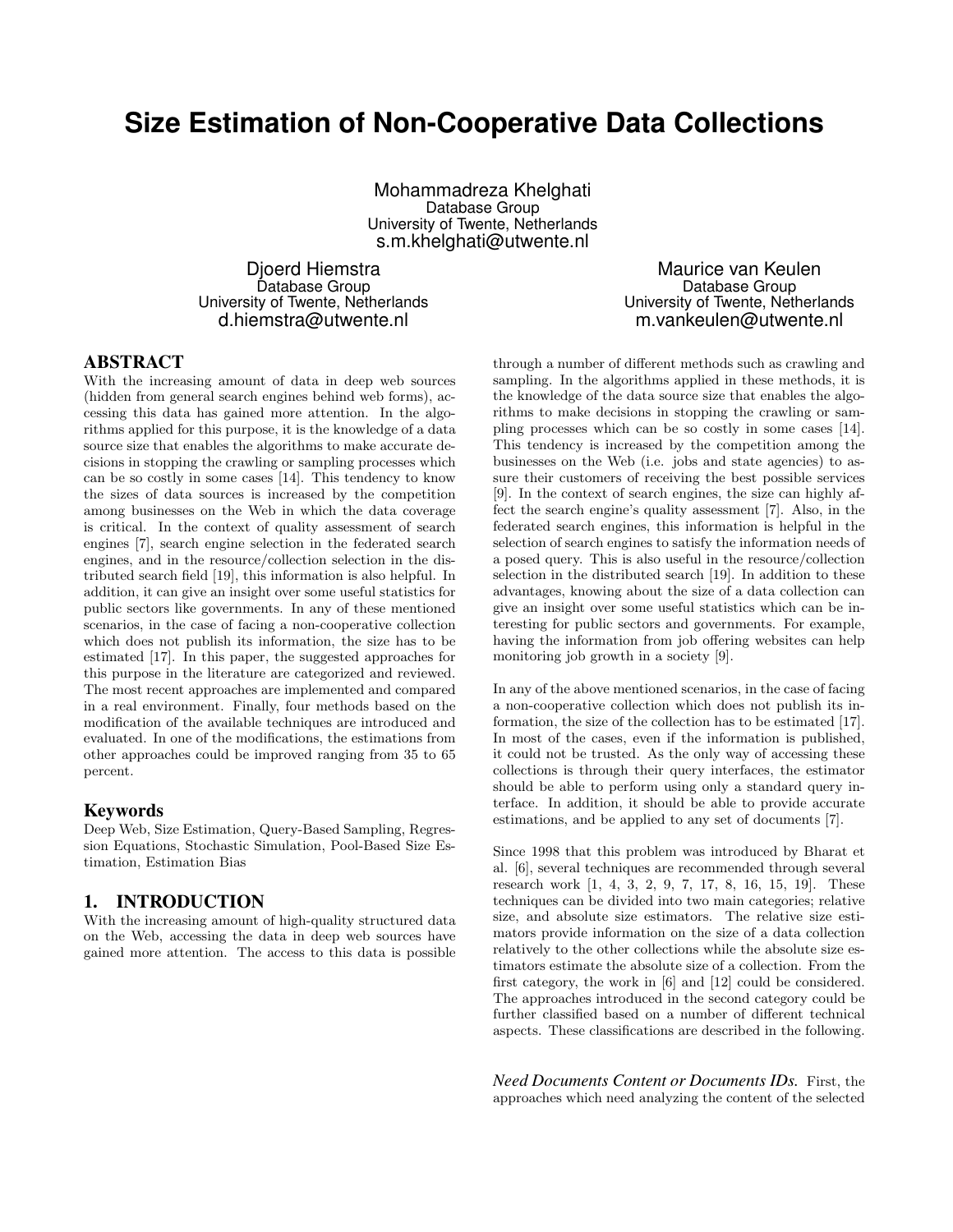# Size Estimation of Non-Cooperative Data Collections

Mohammadreza Khelghati
Database Group
University of Twente, Netherlands
s.m.khelghati@utwente.nl

Djoerd Hiemstra
Database Group
University of Twente, Netherlands
d.hiemstra@utwente.nl

Maurice van Keulen
Database Group
University of Twente, Netherlands
m.vankeulen@utwente.nl

## ABSTRACT

With the increasing amount of data in deep web sources (hidden from general search engines behind web forms), accessing this data has gained more attention. In the algorithms applied for this purpose, it is the knowledge of a data source size that enables the algorithms to make accurate decisions in stopping the crawling or sampling processes which can be so costly in some cases [14]. This tendency to know the sizes of data sources is increased by the competition among businesses on the Web in which the data coverage is critical. In the context of quality assessment of search engines [7], search engine selection in the federated search engines, and in the resource/collection selection in the distributed search field [19], this information is also helpful. In addition, it can give an insight over some useful statistics for public sectors like governments. In any of these mentioned scenarios, in the case of facing a non-cooperative collection which does not publish its information, the size has to be estimated [17]. In this paper, the suggested approaches for this purpose in the literature are categorized and reviewed. The most recent approaches are implemented and compared in a real environment. Finally, four methods based on the modification of the available techniques are introduced and evaluated. In one of the modifications, the estimations from other approaches could be improved ranging from 35 to 65 percent.

### Keywords

Deep Web, Size Estimation, Query-Based Sampling, Regression Equations, Stochastic Simulation, Pool-Based Size Estimation, Estimation Bias

## 1. INTRODUCTION

With the increasing amount of high-quality structured data on the Web, accessing the data in deep web sources have gained more attention. The access to this data is possible through a number of different methods such as crawling and sampling. In the algorithms applied in these methods, it is the knowledge of the data source size that enables the algorithms to make decisions in stopping the crawling or sampling processes which can be so costly in some cases [14]. This tendency is increased by the competition among the businesses on the Web (i.e. jobs and state agencies) to assure their customers of receiving the best possible services [9]. In the context of search engines, the size can highly affect the search engine's quality assessment [7]. Also, in the federated search engines, this information is helpful in the selection of search engines to satisfy the information needs of a posed query. This is also useful in the resource/collection selection in the distributed search [19]. In addition to these advantages, knowing about the size of a data collection can give an insight over some useful statistics which can be interesting for public sectors and governments. For example, having the information from job offering websites can help monitoring job growth in a society [9].

In any of the above mentioned scenarios, in the case of facing a non-cooperative collection which does not publish its information, the size of the collection has to be estimated [17]. In most of the cases, even if the information is published, it could not be trusted. As the only way of accessing these collections is through their query interfaces, the estimator should be able to perform using only a standard query interface. In addition, it should be able to provide accurate estimations, and be applied to any set of documents [7].

Since 1998 that this problem was introduced by Bharat et al. [6], several techniques are recommended through several research work [1, 4, 3, 2, 9, 7, 17, 8, 16, 15, 19]. These techniques can be divided into two main categories; relative size, and absolute size estimators. The relative size estimators provide information on the size of a data collection relatively to the other collections while the absolute size estimators estimate the absolute size of a collection. From the first category, the work in [6] and [12] could be considered. The approaches introduced in the second category could be further classified based on a number of different technical aspects. These classifications are described in the following.

*Need Documents Content or Documents IDs.* First, the approaches which need analyzing the content of the selected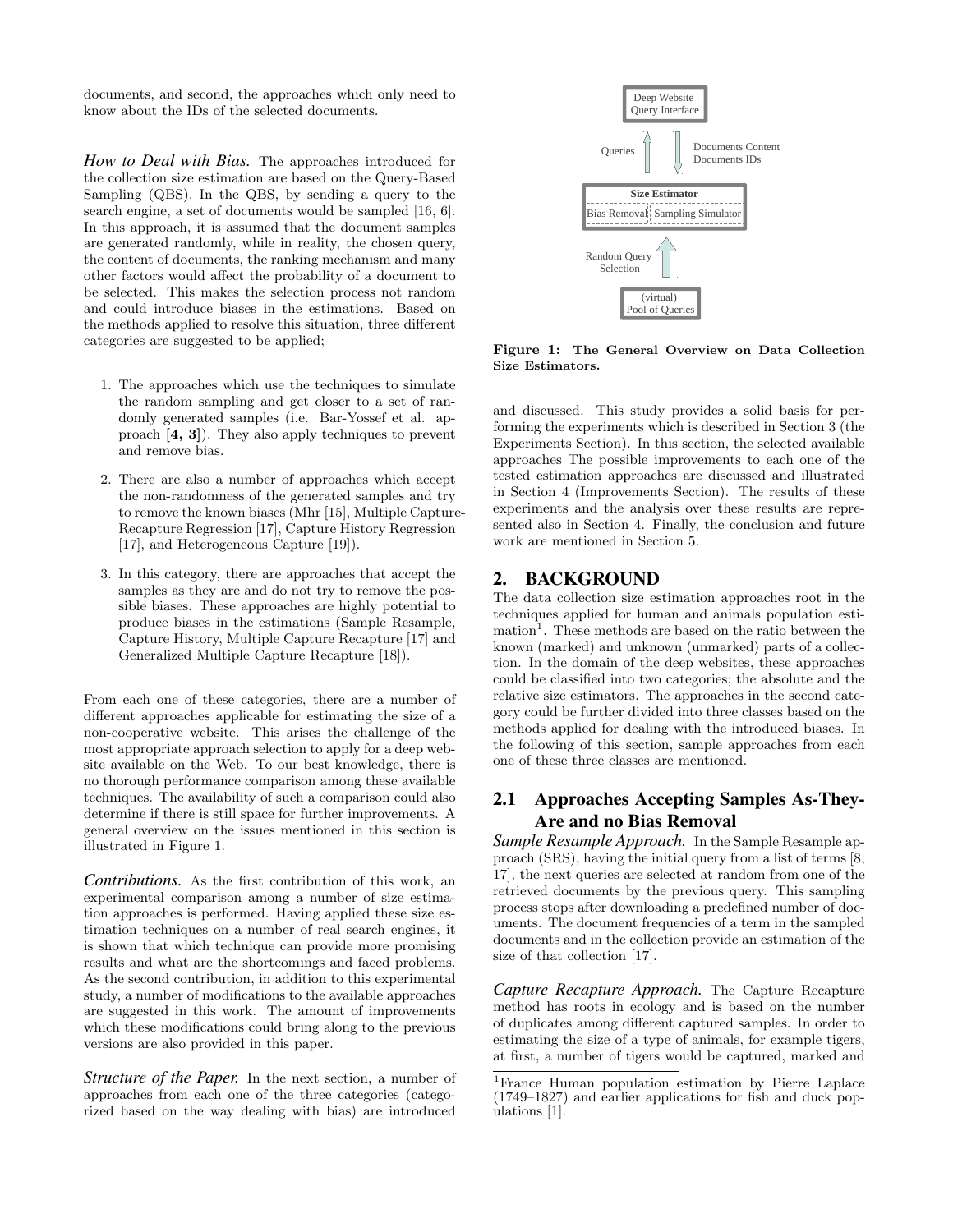documents, and second, the approaches which only need to know about the IDs of the selected documents.

***How to Deal with Bias.*** The approaches introduced for the collection size estimation are based on the Query-Based Sampling (QBS). In the QBS, by sending a query to the search engine, a set of documents would be sampled [16, 6]. In this approach, it is assumed that the document samples are generated randomly, while in reality, the chosen query, the content of documents, the ranking mechanism and many other factors would affect the probability of a document to be selected. This makes the selection process not random and could introduce biases in the estimations. Based on the methods applied to resolve this situation, three different categories are suggested to be applied;

1. The approaches which use the techniques to simulate the random sampling and get closer to a set of randomly generated samples (i.e. Bar-Yossef et al. approach [**4, 3**]). They also apply techniques to prevent and remove bias.
2. There are also a number of approaches which accept the non-randomness of the generated samples and try to remove the known biases (Mhr [15], Multiple Capture-Recapture Regression [17], Capture History Regression [17], and Heterogeneous Capture [19]).
3. In this category, there are approaches that accept the samples as they are and do not try to remove the possible biases. These approaches are highly potential to produce biases in the estimations (Sample Resample, Capture History, Multiple Capture Recapture [17] and Generalized Multiple Capture Recapture [18]).

From each one of these categories, there are a number of different approaches applicable for estimating the size of a non-cooperative website. This arises the challenge of the most appropriate approach selection to apply for a deep website available on the Web. To our best knowledge, there is no thorough performance comparison among these available techniques. The availability of such a comparison could also determine if there is still space for further improvements. A general overview on the issues mentioned in this section is illustrated in Figure 1.

***Contributions.*** As the first contribution of this work, an experimental comparison among a number of size estimation approaches is performed. Having applied these size estimation techniques on a number of real search engines, it is shown that which technique can provide more promising results and what are the shortcomings and faced problems. As the second contribution, in addition to this experimental study, a number of modifications to the available approaches are suggested in this work. The amount of improvements which these modifications could bring along to the previous versions are also provided in this paper.

***Structure of the Paper.*** In the next section, a number of approaches from each one of the three categories (categorized based on the way dealing with bias) are introduced and discussed. This study provides a solid basis for performing the experiments which is described in Section 3 (the Experiments Section). In this section, the selected available approaches The possible improvements to each one of the tested estimation approaches are discussed and illustrated in Section 4 (Improvements Section). The results of these experiments and the analysis over these results are represented also in Section 4. Finally, the conclusion and future work are mentioned in Section 5.

Deep Website Query Interface

Queries — Documents Content, Documents IDs

Size Estimator: Bias Removal | Sampling Simulator

Random Query Selection

(virtual) Pool of Queries

**Figure 1: The General Overview on Data Collection Size Estimators.**

## 2. BACKGROUND

The data collection size estimation approaches root in the techniques applied for human and animals population estimation[1]. These methods are based on the ratio between the known (marked) and unknown (unmarked) parts of a collection. In the domain of the deep websites, these approaches could be classified into two categories; the absolute and the relative size estimators. The approaches in the second category could be further divided into three classes based on the methods applied for dealing with the introduced biases. In the following of this section, sample approaches from each one of these three classes are mentioned.

### 2.1 Approaches Accepting Samples As-They-Are and no Bias Removal

***Sample Resample Approach.*** In the Sample Resample approach (SRS), having the initial query from a list of terms [8, 17], the next queries are selected at random from one of the retrieved documents by the previous query. This sampling process stops after downloading a predefined number of documents. The document frequencies of a term in the sampled documents and in the collection provide an estimation of the size of that collection [17].

***Capture Recapture Approach.*** The Capture Recapture method has roots in ecology and is based on the number of duplicates among different captured samples. In order to estimating the size of a type of animals, for example tigers, at first, a number of tigers would be captured, marked and

[1]France Human population estimation by Pierre Laplace (1749–1827) and earlier applications for fish and duck populations [1].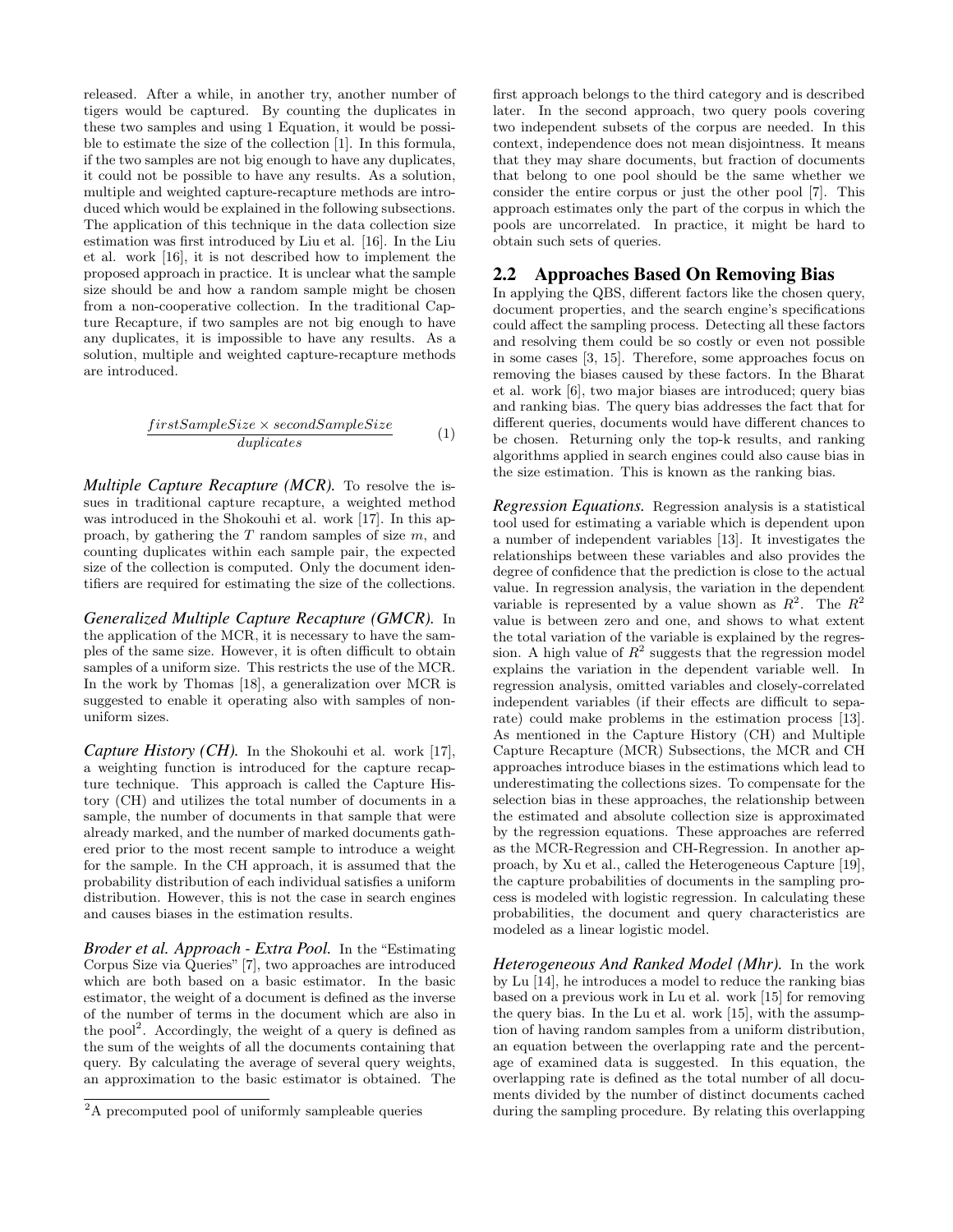released. After a while, in another try, another number of tigers would be captured. By counting the duplicates in these two samples and using 1 Equation, it would be possible to estimate the size of the collection [1]. In this formula, if the two samples are not big enough to have any duplicates, it could not be possible to have any results. As a solution, multiple and weighted capture-recapture methods are introduced which would be explained in the following subsections. The application of this technique in the data collection size estimation was first introduced by Liu et al. [16]. In the Liu et al. work [16], it is not described how to implement the proposed approach in practice. It is unclear what the sample size should be and how a random sample might be chosen from a non-cooperative collection. In the traditional Capture Recapture, if two samples are not big enough to have any duplicates, it is impossible to have any results. As a solution, multiple and weighted capture-recapture methods are introduced.

$$\frac{firstSampleSize \times secondSampleSize}{duplicates} \tag{1}$$

***Multiple Capture Recapture (MCR).*** To resolve the issues in traditional capture recapture, a weighted method was introduced in the Shokouhi et al. work [17]. In this approach, by gathering the $T$ random samples of size $m$, and counting duplicates within each sample pair, the expected size of the collection is computed. Only the document identifiers are required for estimating the size of the collections.

***Generalized Multiple Capture Recapture (GMCR).*** In the application of the MCR, it is necessary to have the samples of the same size. However, it is often difficult to obtain samples of a uniform size. This restricts the use of the MCR. In the work by Thomas [18], a generalization over MCR is suggested to enable it operating also with samples of non-uniform sizes.

***Capture History (CH).*** In the Shokouhi et al. work [17], a weighting function is introduced for the capture recapture technique. This approach is called the Capture History (CH) and utilizes the total number of documents in a sample, the number of documents in that sample that were already marked, and the number of marked documents gathered prior to the most recent sample to introduce a weight for the sample. In the CH approach, it is assumed that the probability distribution of each individual satisfies a uniform distribution. However, this is not the case in search engines and causes biases in the estimation results.

***Broder et al. Approach - Extra Pool.*** In the "Estimating Corpus Size via Queries" [7], two approaches are introduced which are both based on a basic estimator. In the basic estimator, the weight of a document is defined as the inverse of the number of terms in the document which are also in the pool[2]. Accordingly, the weight of a query is defined as the sum of the weights of all the documents containing that query. By calculating the average of several query weights, an approximation to the basic estimator is obtained. The first approach belongs to the third category and is described later. In the second approach, two query pools covering two independent subsets of the corpus are needed. In this context, independence does not mean disjointness. It means that they may share documents, but fraction of documents that belong to one pool should be the same whether we consider the entire corpus or just the other pool [7]. This approach estimates only the part of the corpus in which the pools are uncorrelated. In practice, it might be hard to obtain such sets of queries.

[2]A precomputed pool of uniformly sampleable queries

## 2.2 Approaches Based On Removing Bias

In applying the QBS, different factors like the chosen query, document properties, and the search engine's specifications could affect the sampling process. Detecting all these factors and resolving them could be so costly or even not possible in some cases [3, 15]. Therefore, some approaches focus on removing the biases caused by these factors. In the Bharat et al. work [6], two major biases are introduced; query bias and ranking bias. The query bias addresses the fact that for different queries, documents would have different chances to be chosen. Returning only the top-k results, and ranking algorithms applied in search engines could also cause bias in the size estimation. This is known as the ranking bias.

***Regression Equations.*** Regression analysis is a statistical tool used for estimating a variable which is dependent upon a number of independent variables [13]. It investigates the relationships between these variables and also provides the degree of confidence that the prediction is close to the actual value. In regression analysis, the variation in the dependent variable is represented by a value shown as $R^2$. The $R^2$ value is between zero and one, and shows to what extent the total variation of the variable is explained by the regression. A high value of $R^2$ suggests that the regression model explains the variation in the dependent variable well. In regression analysis, omitted variables and closely-correlated independent variables (if their effects are difficult to separate) could make problems in the estimation process [13]. As mentioned in the Capture History (CH) and Multiple Capture Recapture (MCR) Subsections, the MCR and CH approaches introduce biases in the estimations which lead to underestimating the collections sizes. To compensate for the selection bias in these approaches, the relationship between the estimated and absolute collection size is approximated by the regression equations. These approaches are referred as the MCR-Regression and CH-Regression. In another approach, by Xu et al., called the Heterogeneous Capture [19], the capture probabilities of documents in the sampling process is modeled with logistic regression. In calculating these probabilities, the document and query characteristics are modeled as a linear logistic model.

***Heterogeneous And Ranked Model (Mhr).*** In the work by Lu [14], he introduces a model to reduce the ranking bias based on a previous work in Lu et al. work [15] for removing the query bias. In the Lu et al. work [15], with the assumption of having random samples from a uniform distribution, an equation between the overlapping rate and the percentage of examined data is suggested. In this equation, the overlapping rate is defined as the total number of all documents divided by the number of distinct documents cached during the sampling procedure. By relating this overlapping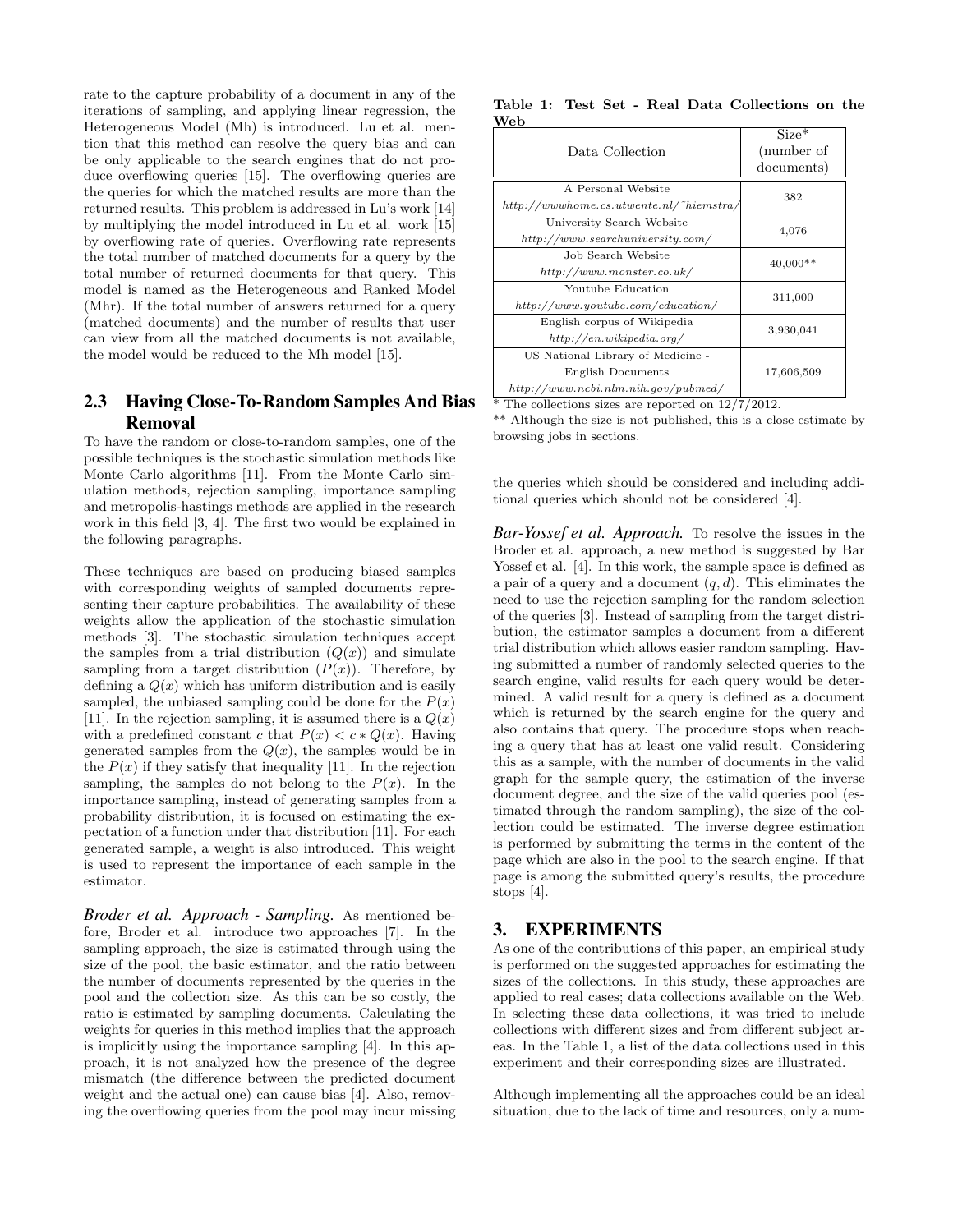rate to the capture probability of a document in any of the iterations of sampling, and applying linear regression, the Heterogeneous Model (Mh) is introduced. Lu et al. mention that this method can resolve the query bias and can be only applicable to the search engines that do not produce overflowing queries [15]. The overflowing queries are the queries for which the matched results are more than the returned results. This problem is addressed in Lu's work [14] by multiplying the model introduced in Lu et al. work [15] by overflowing rate of queries. Overflowing rate represents the total number of matched documents for a query by the total number of returned documents for that query. This model is named as the Heterogeneous and Ranked Model (Mhr). If the total number of answers returned for a query (matched documents) and the number of results that user can view from all the matched documents is not available, the model would be reduced to the Mh model [15].

## 2.3 Having Close-To-Random Samples And Bias Removal

To have the random or close-to-random samples, one of the possible techniques is the stochastic simulation methods like Monte Carlo algorithms [11]. From the Monte Carlo simulation methods, rejection sampling, importance sampling and metropolis-hastings methods are applied in the research work in this field [3, 4]. The first two would be explained in the following paragraphs.

These techniques are based on producing biased samples with corresponding weights of sampled documents representing their capture probabilities. The availability of these weights allow the application of the stochastic simulation methods [3]. The stochastic simulation techniques accept the samples from a trial distribution ($Q(x)$) and simulate sampling from a target distribution ($P(x)$). Therefore, by defining a $Q(x)$ which has uniform distribution and is easily sampled, the unbiased sampling could be done for the $P(x)$ [11]. In the rejection sampling, it is assumed there is a $Q(x)$ with a predefined constant $c$ that $P(x) < c * Q(x)$. Having generated samples from the $Q(x)$, the samples would be in the $P(x)$ if they satisfy that inequality [11]. In the rejection sampling, the samples do not belong to the $P(x)$. In the importance sampling, instead of generating samples from a probability distribution, it is focused on estimating the expectation of a function under that distribution [11]. For each generated sample, a weight is also introduced. This weight is used to represent the importance of each sample in the estimator.

***Broder et al. Approach - Sampling.*** As mentioned before, Broder et al. introduce two approaches [7]. In the sampling approach, the size is estimated through using the size of the pool, the basic estimator, and the ratio between the number of documents represented by the queries in the pool and the collection size. As this can be so costly, the ratio is estimated by sampling documents. Calculating the weights for queries in this method implies that the approach is implicitly using the importance sampling [4]. In this approach, it is not analyzed how the presence of the degree mismatch (the difference between the predicted document weight and the actual one) can cause bias [4]. Also, removing the overflowing queries from the pool may incur missing the queries which should be considered and including additional queries which should not be considered [4].

***Bar-Yossef et al. Approach.*** To resolve the issues in the Broder et al. approach, a new method is suggested by Bar Yossef et al. [4]. In this work, the sample space is defined as a pair of a query and a document $(q, d)$. This eliminates the need to use the rejection sampling for the random selection of the queries [3]. Instead of sampling from the target distribution, the estimator samples a document from a different trial distribution which allows easier random sampling. Having submitted a number of randomly selected queries to the search engine, valid results for each query would be determined. A valid result for a query is defined as a document which is returned by the search engine for the query and also contains that query. The procedure stops when reaching a query that has at least one valid result. Considering this as a sample, with the number of documents in the valid graph for the sample query, the estimation of the inverse document degree, and the size of the valid queries pool (estimated through the random sampling), the size of the collection could be estimated. The inverse degree estimation is performed by submitting the terms in the content of the page which are also in the pool to the search engine. If that page is among the submitted query's results, the procedure stops [4].

**Table 1: Test Set - Real Data Collections on the Web**

| Data Collection | Size* (number of documents) |
|---|---|
| A Personal Website *http://wwwhome.cs.utwente.nl/˜hiemstra/* | 382 |
| University Search Website *http://www.searchuniversity.com/* | 4,076 |
| Job Search Website *http://www.monster.co.uk/* | 40,000** |
| Youtube Education *http://www.youtube.com/education/* | 311,000 |
| English corpus of Wikipedia *http://en.wikipedia.org/* | 3,930,041 |
| US National Library of Medicine - English Documents *http://www.ncbi.nlm.nih.gov/pubmed/* | 17,606,509 |

\* The collections sizes are reported on 12/7/2012.
** Although the size is not published, this is a close estimate by browsing jobs in sections.

# 3. EXPERIMENTS

As one of the contributions of this paper, an empirical study is performed on the suggested approaches for estimating the sizes of the collections. In this study, these approaches are applied to real cases; data collections available on the Web. In selecting these data collections, it was tried to include collections with different sizes and from different subject areas. In the Table 1, a list of the data collections used in this experiment and their corresponding sizes are illustrated.

Although implementing all the approaches could be an ideal situation, due to the lack of time and resources, only a num-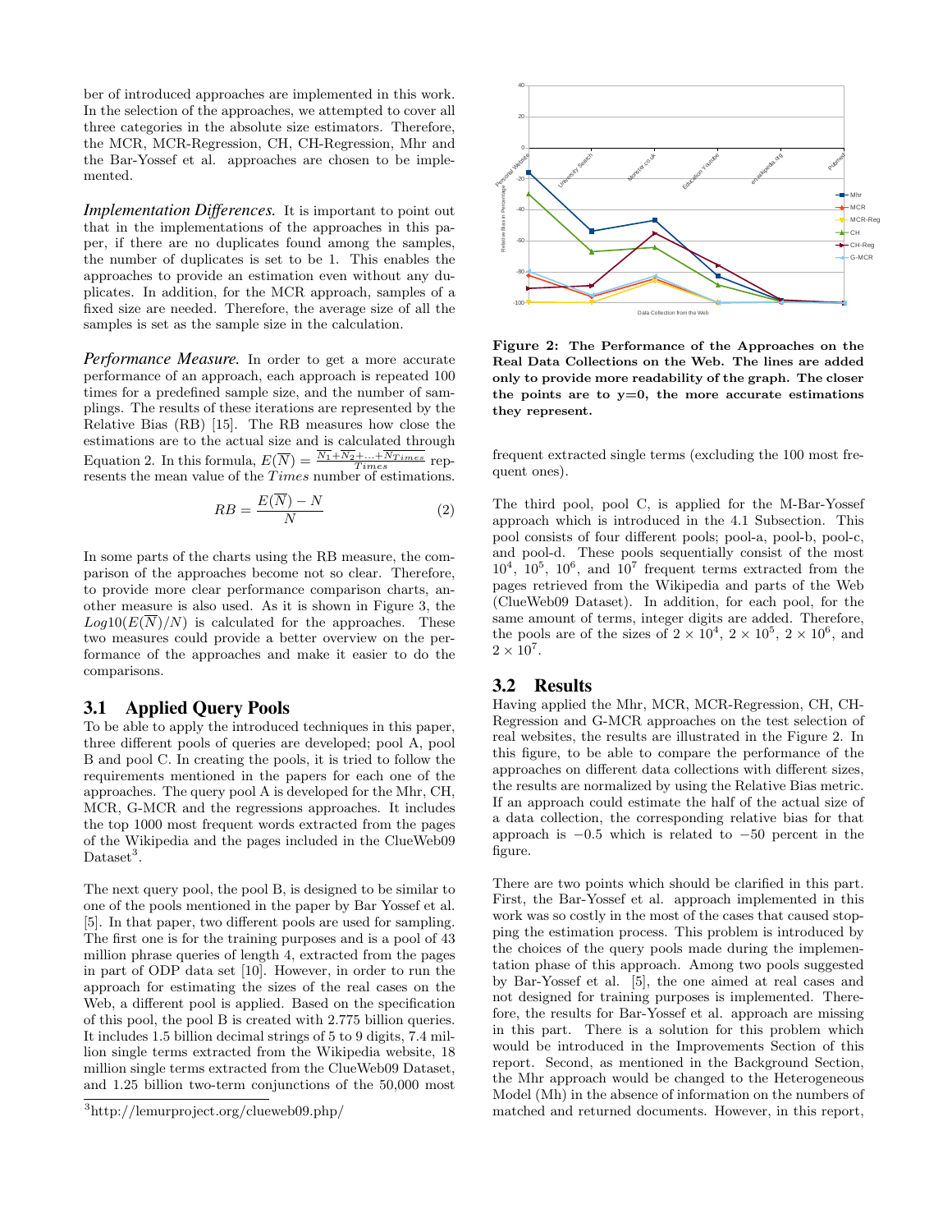ber of introduced approaches are implemented in this work. In the selection of the approaches, we attempted to cover all three categories in the absolute size estimators. Therefore, the MCR, MCR-Regression, CH, CH-Regression, Mhr and the Bar-Yossef et al. approaches are chosen to be implemented.

***Implementation Differences.*** It is important to point out that in the implementations of the approaches in this paper, if there are no duplicates found among the samples, the number of duplicates is set to be 1. This enables the approaches to provide an estimation even without any duplicates. In addition, for the MCR approach, samples of a fixed size are needed. Therefore, the average size of all the samples is set as the sample size in the calculation.

***Performance Measure.*** In order to get a more accurate performance of an approach, each approach is repeated 100 times for a predefined sample size, and the number of samplings. The results of these iterations are represented by the Relative Bias (RB) [15]. The RB measures how close the estimations are to the actual size and is calculated through Equation 2. In this formula, $E(\overline{N}) = \frac{\overline{N_1 + N_2 + \ldots + N_{Times}}}{Times}$ represents the mean value of the $Times$ number of estimations.

$$RB = \frac{E(\overline{N}) - N}{N} \tag{2}$$

In some parts of the charts using the RB measure, the comparison of the approaches become not so clear. Therefore, to provide more clear performance comparison charts, another measure is also used. As it is shown in Figure 3, the $Log10(E(\overline{N})/N)$ is calculated for the approaches. These two measures could provide a better overview on the performance of the approaches and make it easier to do the comparisons.

## 3.1 Applied Query Pools

To be able to apply the introduced techniques in this paper, three different pools of queries are developed; pool A, pool B and pool C. In creating the pools, it is tried to follow the requirements mentioned in the papers for each one of the approaches. The query pool A is developed for the Mhr, CH, MCR, G-MCR and the regressions approaches. It includes the top 1000 most frequent words extracted from the pages of the Wikipedia and the pages included in the ClueWeb09 Dataset[3].

The next query pool, the pool B, is designed to be similar to one of the pools mentioned in the paper by Bar Yossef et al. [5]. In that paper, two different pools are used for sampling. The first one is for the training purposes and is a pool of 43 million phrase queries of length 4, extracted from the pages in part of ODP data set [10]. However, in order to run the approach for estimating the sizes of the real cases on the Web, a different pool is applied. Based on the specification of this pool, the pool B is created with 2.775 billion queries. It includes 1.5 billion decimal strings of 5 to 9 digits, 7.4 million single terms extracted from the Wikipedia website, 18 million single terms extracted from the ClueWeb09 Dataset, and 1.25 billion two-term conjunctions of the 50,000 most frequent extracted single terms (excluding the 100 most frequent ones).

[3]http://lemurproject.org/clueweb09.php/

**Figure 2: The Performance of the Approaches on the Real Data Collections on the Web. The lines are added only to provide more readability of the graph. The closer the points are to y=0, the more accurate estimations they represent.**

The third pool, pool C, is applied for the M-Bar-Yossef approach which is introduced in the 4.1 Subsection. This pool consists of four different pools; pool-a, pool-b, pool-c, and pool-d. These pools sequentially consist of the most $10^4$, $10^5$, $10^6$, and $10^7$ frequent terms extracted from the pages retrieved from the Wikipedia and parts of the Web (ClueWeb09 Dataset). In addition, for each pool, for the same amount of terms, integer digits are added. Therefore, the pools are of the sizes of $2 \times 10^4$, $2 \times 10^5$, $2 \times 10^6$, and $2 \times 10^7$.

## 3.2 Results

Having applied the Mhr, MCR, MCR-Regression, CH, CH-Regression and G-MCR approaches on the test selection of real websites, the results are illustrated in the Figure 2. In this figure, to be able to compare the performance of the approaches on different data collections with different sizes, the results are normalized by using the Relative Bias metric. If an approach could estimate the half of the actual size of a data collection, the corresponding relative bias for that approach is $-0.5$ which is related to $-50$ percent in the figure.

There are two points which should be clarified in this part. First, the Bar-Yossef et al. approach implemented in this work was so costly in the most of the cases that caused stopping the estimation process. This problem is introduced by the choices of the query pools made during the implementation phase of this approach. Among two pools suggested by Bar-Yossef et al. [5], the one aimed at real cases and not designed for training purposes is implemented. Therefore, the results for Bar-Yossef et al. approach are missing in this part. There is a solution for this problem which would be introduced in the Improvements Section of this report. Second, as mentioned in the Background Section, the Mhr approach would be changed to the Heterogeneous Model (Mh) in the absence of information on the numbers of matched and returned documents. However, in this report,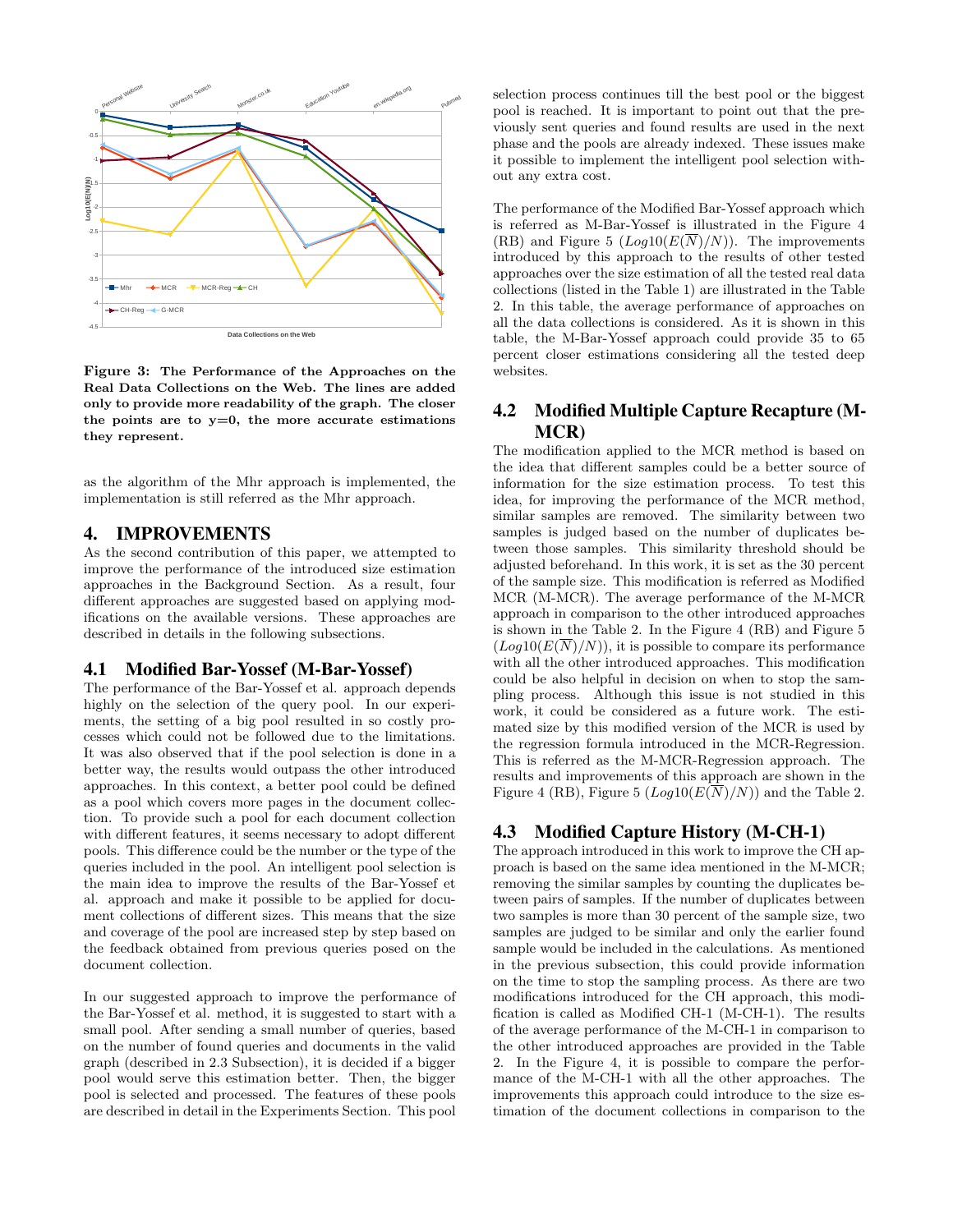**Figure 3: The Performance of the Approaches on the Real Data Collections on the Web. The lines are added only to provide more readability of the graph. The closer the points are to y=0, the more accurate estimations they represent.**

as the algorithm of the Mhr approach is implemented, the implementation is still referred as the Mhr approach.

## 4. IMPROVEMENTS

As the second contribution of this paper, we attempted to improve the performance of the introduced size estimation approaches in the Background Section. As a result, four different approaches are suggested based on applying modifications on the available versions. These approaches are described in details in the following subsections.

### 4.1 Modified Bar-Yossef (M-Bar-Yossef)

The performance of the Bar-Yossef et al. approach depends highly on the selection of the query pool. In our experiments, the setting of a big pool resulted in so costly processes which could not be followed due to the limitations. It was also observed that if the pool selection is done in a better way, the results would outpass the other introduced approaches. In this context, a better pool could be defined as a pool which covers more pages in the document collection. To provide such a pool for each document collection with different features, it seems necessary to adopt different pools. This difference could be the number or the type of the queries included in the pool. An intelligent pool selection is the main idea to improve the results of the Bar-Yossef et al. approach and make it possible to be applied for document collections of different sizes. This means that the size and coverage of the pool are increased step by step based on the feedback obtained from previous queries posed on the document collection.

In our suggested approach to improve the performance of the Bar-Yossef et al. method, it is suggested to start with a small pool. After sending a small number of queries, based on the number of found queries and documents in the valid graph (described in 2.3 Subsection), it is decided if a bigger pool would serve this estimation better. Then, the bigger pool is selected and processed. The features of these pools are described in detail in the Experiments Section. This pool selection process continues till the best pool or the biggest pool is reached. It is important to point out that the previously sent queries and found results are used in the next phase and the pools are already indexed. These issues make it possible to implement the intelligent pool selection without any extra cost.

The performance of the Modified Bar-Yossef approach which is referred as M-Bar-Yossef is illustrated in the Figure 4 (RB) and Figure 5 ($Log10(E(\overline{N})/N)$). The improvements introduced by this approach to the results of other tested approaches over the size estimation of all the tested real data collections (listed in the Table 1) are illustrated in the Table 2. In this table, the average performance of approaches on all the data collections is considered. As it is shown in this table, the M-Bar-Yossef approach could provide 35 to 65 percent closer estimations considering all the tested deep websites.

### 4.2 Modified Multiple Capture Recapture (M-MCR)

The modification applied to the MCR method is based on the idea that different samples could be a better source of information for the size estimation process. To test this idea, for improving the performance of the MCR method, similar samples are removed. The similarity between two samples is judged based on the number of duplicates between those samples. This similarity threshold should be adjusted beforehand. In this work, it is set as the 30 percent of the sample size. This modification is referred as Modified MCR (M-MCR). The average performance of the M-MCR approach in comparison to the other introduced approaches is shown in the Table 2. In the Figure 4 (RB) and Figure 5 ($Log10(E(\overline{N})/N)$), it is possible to compare its performance with all the other introduced approaches. This modification could be also helpful in decision on when to stop the sampling process. Although this issue is not studied in this work, it could be considered as a future work. The estimated size by this modified version of the MCR is used by the regression formula introduced in the MCR-Regression. This is referred as the M-MCR-Regression approach. The results and improvements of this approach are shown in the Figure 4 (RB), Figure 5 ($Log10(E(\overline{N})/N)$) and the Table 2.

### 4.3 Modified Capture History (M-CH-1)

The approach introduced in this work to improve the CH approach is based on the same idea mentioned in the M-MCR; removing the similar samples by counting the duplicates between pairs of samples. If the number of duplicates between two samples is more than 30 percent of the sample size, two samples are judged to be similar and only the earlier found sample would be included in the calculations. As mentioned in the previous subsection, this could provide information on the time to stop the sampling process. As there are two modifications introduced for the CH approach, this modification is called as Modified CH-1 (M-CH-1). The results of the average performance of the M-CH-1 in comparison to the other introduced approaches are provided in the Table 2. In the Figure 4, it is possible to compare the performance of the M-CH-1 with all the other approaches. The improvements this approach could introduce to the size estimation of the document collections in comparison to the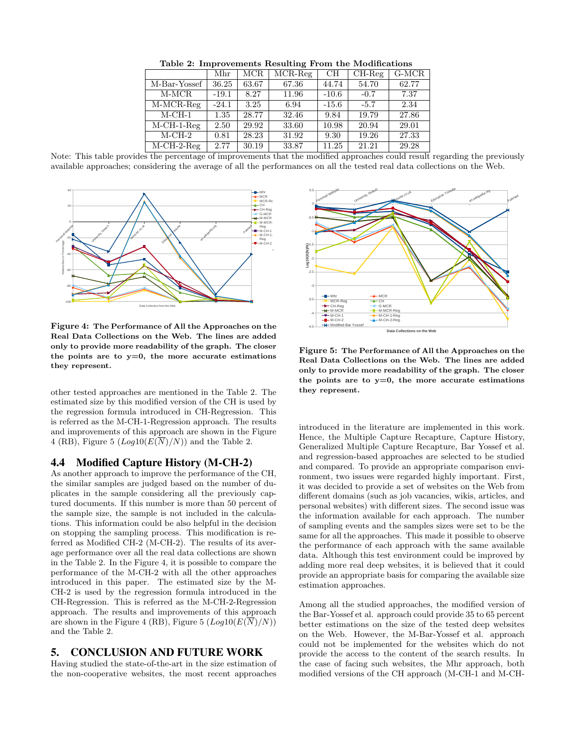**Table 2: Improvements Resulting From the Modifications**

| | Mhr | MCR | MCR-Reg | CH | CH-Reg | G-MCR |
|---|---|---|---|---|---|---|
| M-Bar-Yossef | 36.25 | 63.67 | 67.36 | 44.74 | 54.70 | 62.77 |
| M-MCR | -19.1 | 8.27 | 11.96 | -10.6 | -0.7 | 7.37 |
| M-MCR-Reg | -24.1 | 3.25 | 6.94 | -15.6 | -5.7 | 2.34 |
| M-CH-1 | 1.35 | 28.77 | 32.46 | 9.84 | 19.79 | 27.86 |
| M-CH-1-Reg | 2.50 | 29.92 | 33.60 | 10.98 | 20.94 | 29.01 |
| M-CH-2 | 0.81 | 28.23 | 31.92 | 9.30 | 19.26 | 27.33 |
| M-CH-2-Reg | 2.77 | 30.19 | 33.87 | 11.25 | 21.21 | 29.28 |

Note: This table provides the percentage of improvements that the modified approaches could result regarding the previously available approaches; considering the average of all the performances on all the tested real data collections on the Web.

**Figure 4: The Performance of All the Approaches on the Real Data Collections on the Web. The lines are added only to provide more readability of the graph. The closer the points are to y=0, the more accurate estimations they represent.**

**Figure 5: The Performance of All the Approaches on the Real Data Collections on the Web. The lines are added only to provide more readability of the graph. The closer the points are to y=0, the more accurate estimations they represent.**

other tested approaches are mentioned in the Table 2. The estimated size by this modified version of the CH is used by the regression formula introduced in CH-Regression. This is referred as the M-CH-1-Regression approach. The results and improvements of this approach are shown in the Figure 4 (RB), Figure 5 ($Log10(E(\overline{N})/N)$) and the Table 2.

### 4.4 Modified Capture History (M-CH-2)

As another approach to improve the performance of the CH, the similar samples are judged based on the number of duplicates in the sample considering all the previously captured documents. If this number is more than 50 percent of the sample size, the sample is not included in the calculations. This information could be also helpful in the decision on stopping the sampling process. This modification is referred as Modified CH-2 (M-CH-2). The results of its average performance over all the real data collections are shown in the Table 2. In the Figure 4, it is possible to compare the performance of the M-CH-2 with all the other approaches introduced in this paper. The estimated size by the M-CH-2 is used by the regression formula introduced in the CH-Regression. This is referred as the M-CH-2-Regression approach. The results and improvements of this approach are shown in the Figure 4 (RB), Figure 5 ($Log10(E(\overline{N})/N)$) and the Table 2.

## 5. CONCLUSION AND FUTURE WORK

Having studied the state-of-the-art in the size estimation of the non-cooperative websites, the most recent approaches introduced in the literature are implemented in this work. Hence, the Multiple Capture Recapture, Capture History, Generalized Multiple Capture Recapture, Bar Yossef et al. and regression-based approaches are selected to be studied and compared. To provide an appropriate comparison environment, two issues were regarded highly important. First, it was decided to provide a set of websites on the Web from different domains (such as job vacancies, wikis, articles, and personal websites) with different sizes. The second issue was the information available for each approach. The number of sampling events and the samples sizes were set to be the same for all the approaches. This made it possible to observe the performance of each approach with the same available data. Although this test environment could be improved by adding more real deep websites, it is believed that it could provide an appropriate basis for comparing the available size estimation approaches.

Among all the studied approaches, the modified version of the Bar-Yossef et al. approach could provide 35 to 65 percent better estimations on the size of the tested deep websites on the Web. However, the M-Bar-Yossef et al. approach could not be implemented for the websites which do not provide the access to the content of the search results. In the case of facing such websites, the Mhr approach, both modified versions of the CH approach (M-CH-1 and M-CH-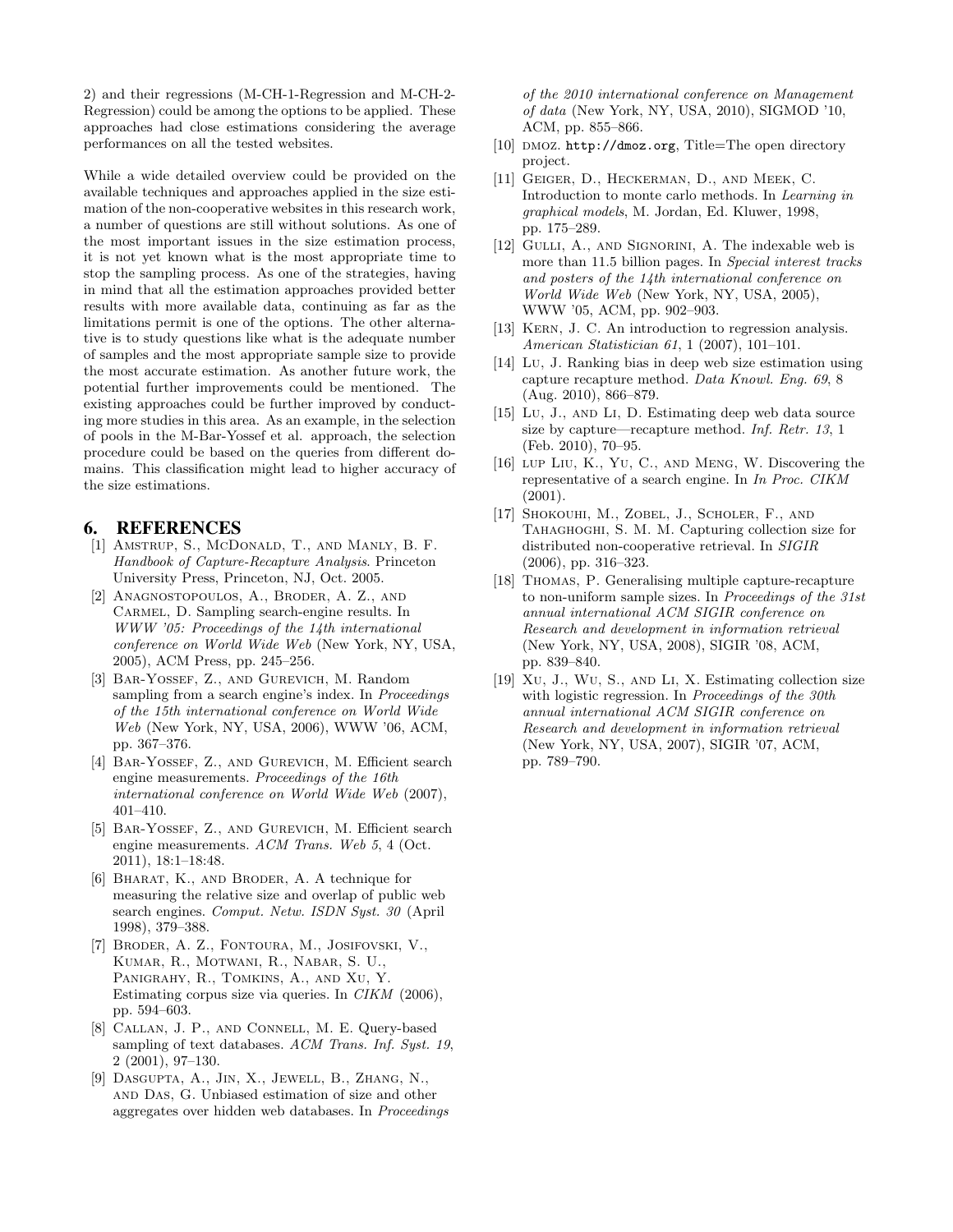2) and their regressions (M-CH-1-Regression and M-CH-2-Regression) could be among the options to be applied. These approaches had close estimations considering the average performances on all the tested websites.

While a wide detailed overview could be provided on the available techniques and approaches applied in the size estimation of the non-cooperative websites in this research work, a number of questions are still without solutions. As one of the most important issues in the size estimation process, it is not yet known what is the most appropriate time to stop the sampling process. As one of the strategies, having in mind that all the estimation approaches provided better results with more available data, continuing as far as the limitations permit is one of the options. The other alternative is to study questions like what is the adequate number of samples and the most appropriate sample size to provide the most accurate estimation. As another future work, the potential further improvements could be mentioned. The existing approaches could be further improved by conducting more studies in this area. As an example, in the selection of pools in the M-Bar-Yossef et al. approach, the selection procedure could be based on the queries from different domains. This classification might lead to higher accuracy of the size estimations.

# 6. REFERENCES

[1] Amstrup, S., McDonald, T., and Manly, B. F. *Handbook of Capture-Recapture Analysis*. Princeton University Press, Princeton, NJ, Oct. 2005.

[2] Anagnostopoulos, A., Broder, A. Z., and Carmel, D. Sampling search-engine results. In *WWW '05: Proceedings of the 14th international conference on World Wide Web* (New York, NY, USA, 2005), ACM Press, pp. 245–256.

[3] Bar-Yossef, Z., and Gurevich, M. Random sampling from a search engine's index. In *Proceedings of the 15th international conference on World Wide Web* (New York, NY, USA, 2006), WWW '06, ACM, pp. 367–376.

[4] Bar-Yossef, Z., and Gurevich, M. Efficient search engine measurements. *Proceedings of the 16th international conference on World Wide Web* (2007), 401–410.

[5] Bar-Yossef, Z., and Gurevich, M. Efficient search engine measurements. *ACM Trans. Web 5*, 4 (Oct. 2011), 18:1–18:48.

[6] Bharat, K., and Broder, A. A technique for measuring the relative size and overlap of public web search engines. *Comput. Netw. ISDN Syst. 30* (April 1998), 379–388.

[7] Broder, A. Z., Fontoura, M., Josifovski, V., Kumar, R., Motwani, R., Nabar, S. U., Panigrahy, R., Tomkins, A., and Xu, Y. Estimating corpus size via queries. In *CIKM* (2006), pp. 594–603.

[8] Callan, J. P., and Connell, M. E. Query-based sampling of text databases. *ACM Trans. Inf. Syst. 19*, 2 (2001), 97–130.

[9] Dasgupta, A., Jin, X., Jewell, B., Zhang, N., and Das, G. Unbiased estimation of size and other aggregates over hidden web databases. In *Proceedings of the 2010 international conference on Management of data* (New York, NY, USA, 2010), SIGMOD '10, ACM, pp. 855–866.

[10] dmoz. `http://dmoz.org`, Title=The open directory project.

[11] Geiger, D., Heckerman, D., and Meek, C. Introduction to monte carlo methods. In *Learning in graphical models*, M. Jordan, Ed. Kluwer, 1998, pp. 175–289.

[12] Gulli, A., and Signorini, A. The indexable web is more than 11.5 billion pages. In *Special interest tracks and posters of the 14th international conference on World Wide Web* (New York, NY, USA, 2005), WWW '05, ACM, pp. 902–903.

[13] Kern, J. C. An introduction to regression analysis. *American Statistician 61*, 1 (2007), 101–101.

[14] Lu, J. Ranking bias in deep web size estimation using capture recapture method. *Data Knowl. Eng. 69*, 8 (Aug. 2010), 866–879.

[15] Lu, J., and Li, D. Estimating deep web data source size by capture—recapture method. *Inf. Retr. 13*, 1 (Feb. 2010), 70–95.

[16] lup Liu, K., Yu, C., and Meng, W. Discovering the representative of a search engine. In *In Proc. CIKM* (2001).

[17] Shokouhi, M., Zobel, J., Scholer, F., and Tahaghoghi, S. M. M. Capturing collection size for distributed non-cooperative retrieval. In *SIGIR* (2006), pp. 316–323.

[18] Thomas, P. Generalising multiple capture-recapture to non-uniform sample sizes. In *Proceedings of the 31st annual international ACM SIGIR conference on Research and development in information retrieval* (New York, NY, USA, 2008), SIGIR '08, ACM, pp. 839–840.

[19] Xu, J., Wu, S., and Li, X. Estimating collection size with logistic regression. In *Proceedings of the 30th annual international ACM SIGIR conference on Research and development in information retrieval* (New York, NY, USA, 2007), SIGIR '07, ACM, pp. 789–790.